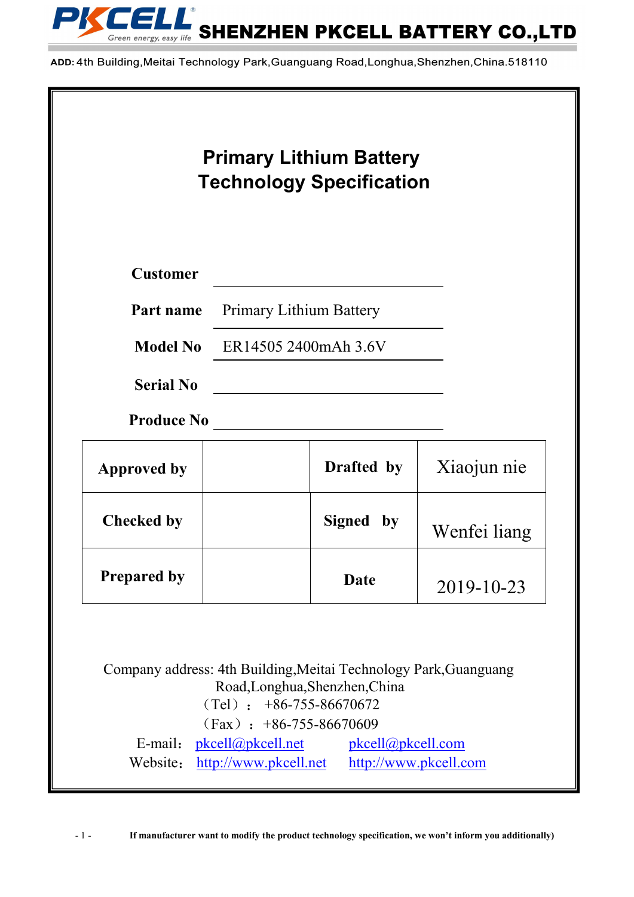# Primary Lithium Battery Technology Specification

**Customer** ______________________

**Part name** Primary Lithium Battery

**Model No** ER14505 2400mAh 3.6V

**Serial No** ______________________

**Produce No** ______________________

| **Approved by** | | **Drafted by** | Xiaojun nie |
|---|---|---|---|
| **Checked by** | | **Signed by** | Wenfei liang |
| **Prepared by** | | **Date** | 2019-10-23 |

Company address: 4th Building,Meitai Technology Park,Guanguang Road,Longhua,Shenzhen,China

（Tel）： +86-755-86670672

（Fax）： +86-755-86670609

E-mail： pkcell@pkcell.net pkcell@pkcell.com

Website： http://www.pkcell.net http://www.pkcell.com

**If manufacturer want to modify the product technology specification, we won't inform you additionally)**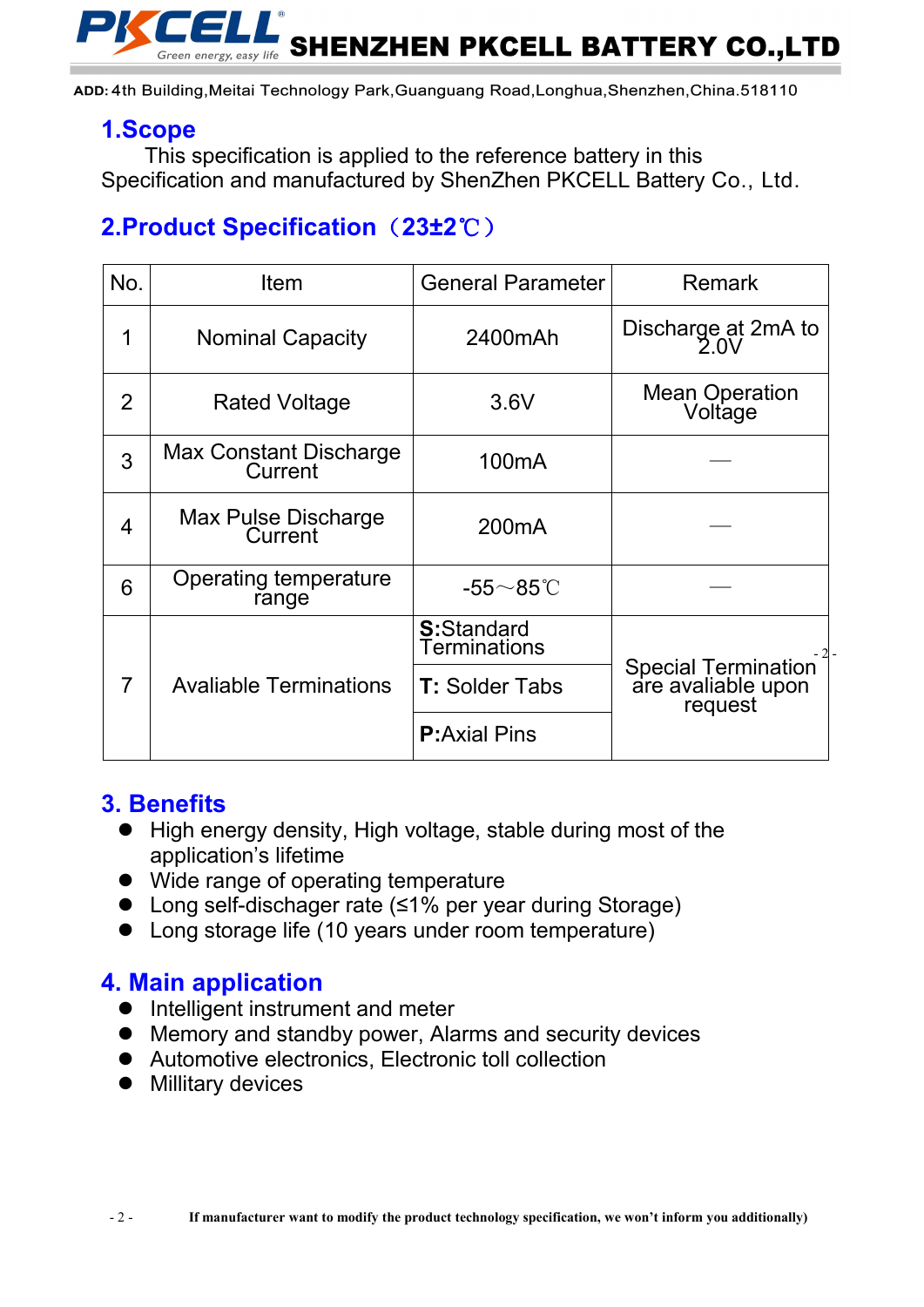## 1.Scope

This specification is applied to the reference battery in this Specification and manufactured by ShenZhen PKCELL Battery Co., Ltd.

## 2.Product Specification（23±2℃）

| No. | Item | General Parameter | Remark |
|---|---|---|---|
| 1 | Nominal Capacity | 2400mAh | Discharge at 2mA to 2.0V |
| 2 | Rated Voltage | 3.6V | Mean Operation Voltage |
| 3 | Max Constant Discharge Current | 100mA | — |
| 4 | Max Pulse Discharge Current | 200mA | — |
| 6 | Operating temperature range | -55～85℃ | — |
| 7 | Avaliable Terminations | **S:**Standard Terminations | Special Termination are avaliable upon request |
| | | **T:** Solder Tabs | |
| | | **P:**Axial Pins | |

## 3. Benefits

- High energy density, High voltage, stable during most of the application's lifetime
- Wide range of operating temperature
- Long self-dischager rate (≤1% per year during Storage)
- Long storage life (10 years under room temperature)

## 4. Main application

- Intelligent instrument and meter
- Memory and standby power, Alarms and security devices
- Automotive electronics, Electronic toll collection
- Millitary devices

**If manufacturer want to modify the product technology specification, we won't inform you additionally)**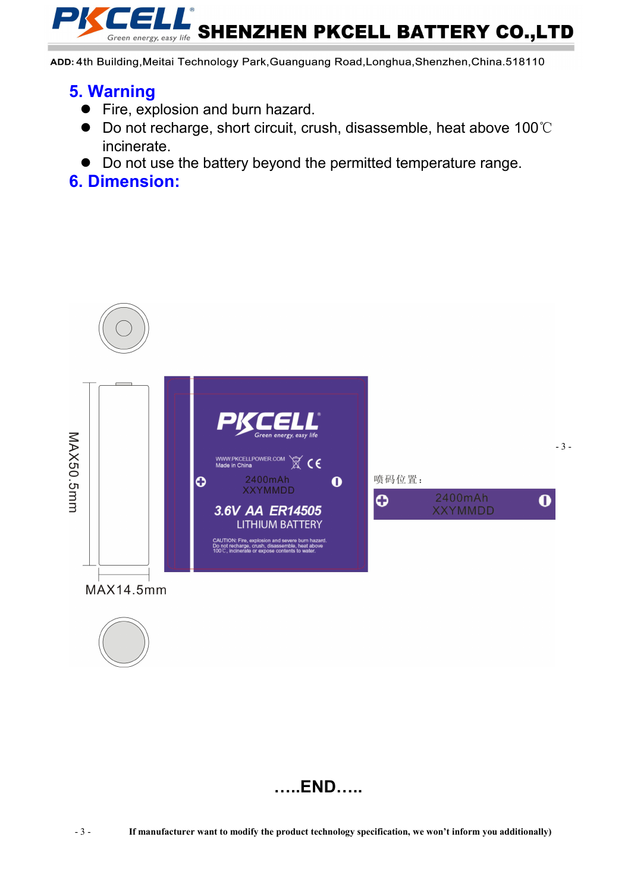## 5. Warning

- Fire, explosion and burn hazard.
- Do not recharge, short circuit, crush, disassemble, heat above 100℃ incinerate.
- Do not use the battery beyond the permitted temperature range.

## 6. Dimension:

MAX50.5mm

MAX14.5mm

PKCELL
Green energy, easy life
WWW.PKCELLPOWER.COM
Made in China
2400mAh
XXYMMDD
3.6V AA ER14505
LITHIUM BATTERY
CAUTION: Fire, explosion and severe burn hazard. Do not recharge, crush, disassemble, heat above 100℃, incinerate or expose contents to water.

喷码位置：
2400mAh
XXYMMDD

…..END…..

If manufacturer want to modify the product technology specification, we won't inform you additionally)